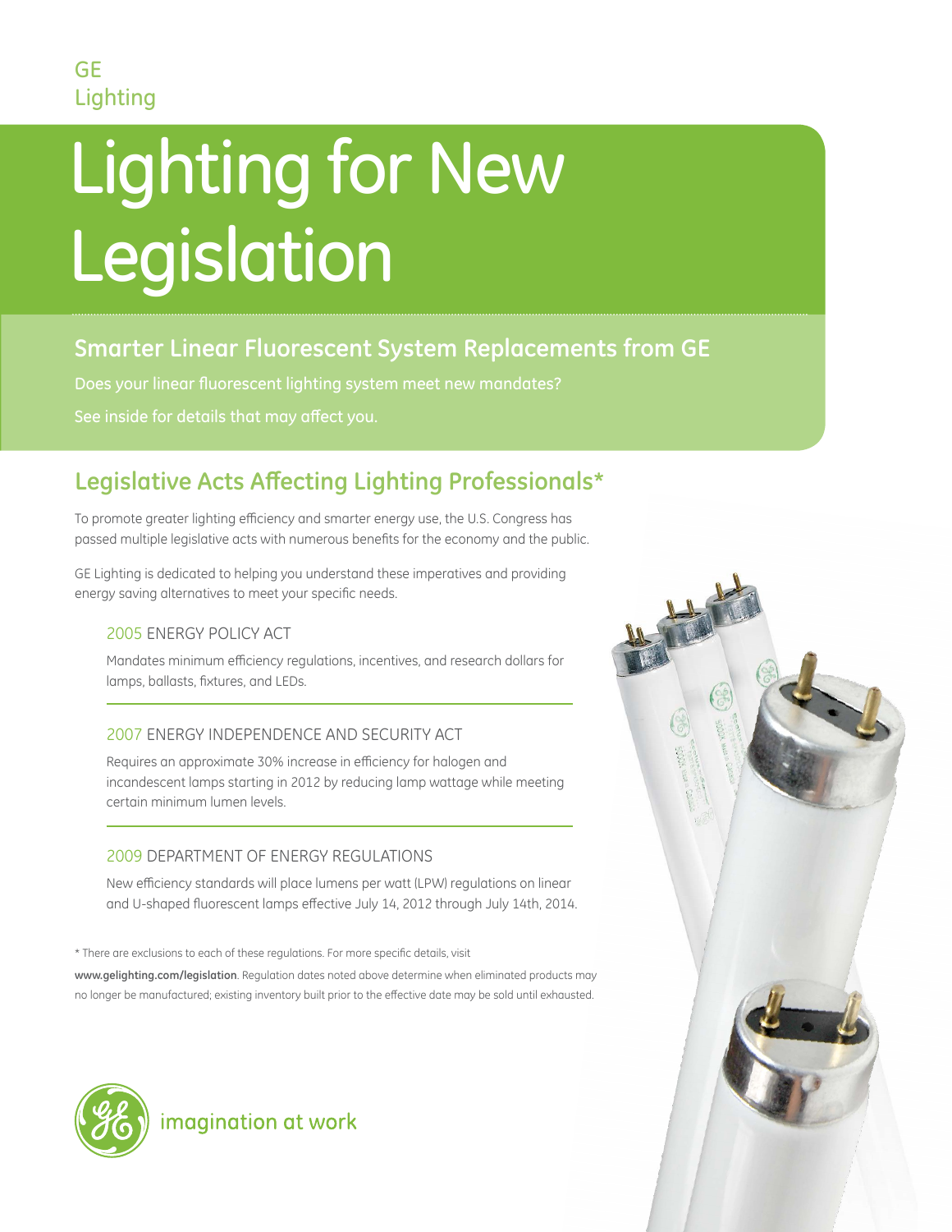GE
Lighting

# Lighting for New Legislation

## Smarter Linear Fluorescent System Replacements from GE

Does your linear fluorescent lighting system meet new mandates?

See inside for details that may affect you.

## Legislative Acts Affecting Lighting Professionals*

To promote greater lighting efficiency and smarter energy use, the U.S. Congress has passed multiple legislative acts with numerous benefits for the economy and the public.

GE Lighting is dedicated to helping you understand these imperatives and providing energy saving alternatives to meet your specific needs.

### 2005 ENERGY POLICY ACT

Mandates minimum efficiency regulations, incentives, and research dollars for lamps, ballasts, fixtures, and LEDs.

### 2007 ENERGY INDEPENDENCE AND SECURITY ACT

Requires an approximate 30% increase in efficiency for halogen and incandescent lamps starting in 2012 by reducing lamp wattage while meeting certain minimum lumen levels.

### 2009 DEPARTMENT OF ENERGY REGULATIONS

New efficiency standards will place lumens per watt (LPW) regulations on linear and U-shaped fluorescent lamps effective July 14, 2012 through July 14th, 2014.

* There are exclusions to each of these regulations. For more specific details, visit **www.gelighting.com/legislation**. Regulation dates noted above determine when eliminated products may no longer be manufactured; existing inventory built prior to the effective date may be sold until exhausted.

imagination at work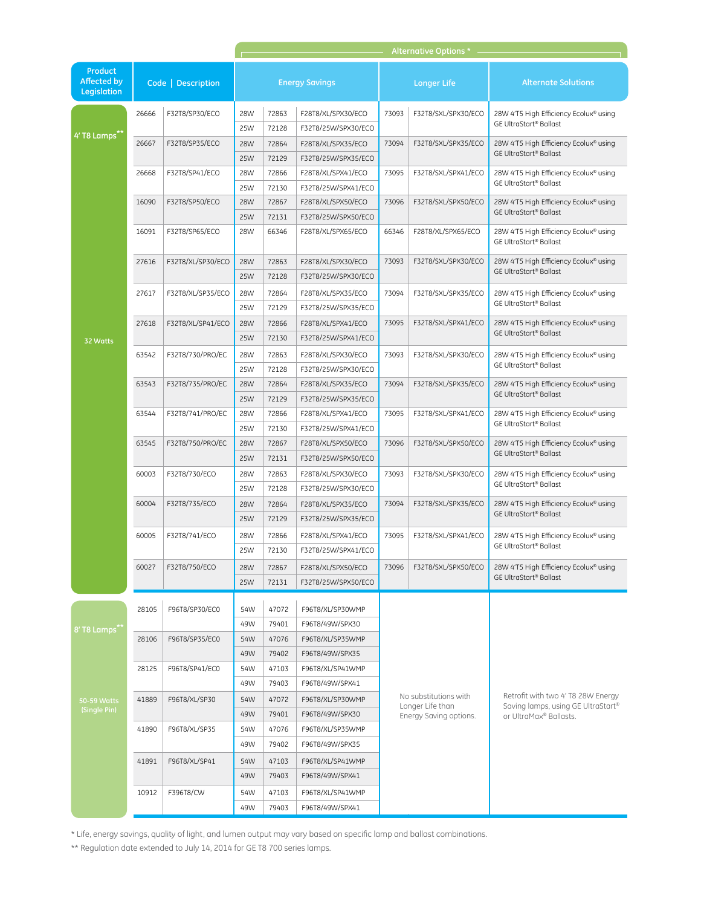| Product Affected by Legislation | Code | Description | Alternative Options * | | | | | |
|---|---|---|---|---|---|---|---|---|
| | | | Energy Savings | | | Longer Life | | Alternate Solutions |
| 4' T8 Lamps** 32 Watts | 26666 | F32T8/SP30/ECO | 28W | 72863 | F28T8/XL/SPX30/ECO | 73093 | F32T8/SXL/SPX30/ECO | 28W 4'T5 High Efficiency Ecolux® using GE UltraStart® Ballast |
| | | | 25W | 72128 | F32T8/25W/SPX30/ECO | | | |
| | 26667 | F32T8/SP35/ECO | 28W | 72864 | F28T8/XL/SPX35/ECO | 73094 | F32T8/SXL/SPX35/ECO | 28W 4'T5 High Efficiency Ecolux® using GE UltraStart® Ballast |
| | | | 25W | 72129 | F32T8/25W/SPX35/ECO | | | |
| | 26668 | F32T8/SP41/ECO | 28W | 72866 | F28T8/XL/SPX41/ECO | 73095 | F32T8/SXL/SPX41/ECO | 28W 4'T5 High Efficiency Ecolux® using GE UltraStart® Ballast |
| | | | 25W | 72130 | F32T8/25W/SPX41/ECO | | | |
| | 16090 | F32T8/SP50/ECO | 28W | 72867 | F28T8/XL/SPX50/ECO | 73096 | F32T8/SXL/SPX50/ECO | 28W 4'T5 High Efficiency Ecolux® using GE UltraStart® Ballast |
| | | | 25W | 72131 | F32T8/25W/SPX50/ECO | | | |
| | 16091 | F32T8/SP65/ECO | 28W | 66346 | F28T8/XL/SPX65/ECO | 66346 | F28T8/XL/SPX65/ECO | 28W 4'T5 High Efficiency Ecolux® using GE UltraStart® Ballast |
| | 27616 | F32T8/XL/SP30/ECO | 28W | 72863 | F28T8/XL/SPX30/ECO | 73093 | F32T8/SXL/SPX30/ECO | 28W 4'T5 High Efficiency Ecolux® using GE UltraStart® Ballast |
| | | | 25W | 72128 | F32T8/25W/SPX30/ECO | | | |
| | 27617 | F32T8/XL/SP35/ECO | 28W | 72864 | F28T8/XL/SPX35/ECO | 73094 | F32T8/SXL/SPX35/ECO | 28W 4'T5 High Efficiency Ecolux® using GE UltraStart® Ballast |
| | | | 25W | 72129 | F32T8/25W/SPX35/ECO | | | |
| | 27618 | F32T8/XL/SP41/ECO | 28W | 72866 | F28T8/XL/SPX41/ECO | 73095 | F32T8/SXL/SPX41/ECO | 28W 4'T5 High Efficiency Ecolux® using GE UltraStart® Ballast |
| | | | 25W | 72130 | F32T8/25W/SPX41/ECO | | | |
| | 63542 | F32T8/730/PRO/EC | 28W | 72863 | F28T8/XL/SPX30/ECO | 73093 | F32T8/SXL/SPX30/ECO | 28W 4'T5 High Efficiency Ecolux® using GE UltraStart® Ballast |
| | | | 25W | 72128 | F32T8/25W/SPX30/ECO | | | |
| | 63543 | F32T8/735/PRO/EC | 28W | 72864 | F28T8/XL/SPX35/ECO | 73094 | F32T8/SXL/SPX35/ECO | 28W 4'T5 High Efficiency Ecolux® using GE UltraStart® Ballast |
| | | | 25W | 72129 | F32T8/25W/SPX35/ECO | | | |
| | 63544 | F32T8/741/PRO/EC | 28W | 72866 | F28T8/XL/SPX41/ECO | 73095 | F32T8/SXL/SPX41/ECO | 28W 4'T5 High Efficiency Ecolux® using GE UltraStart® Ballast |
| | | | 25W | 72130 | F32T8/25W/SPX41/ECO | | | |
| | 63545 | F32T8/750/PRO/EC | 28W | 72867 | F28T8/XL/SPX50/ECO | 73096 | F32T8/SXL/SPX50/ECO | 28W 4'T5 High Efficiency Ecolux® using GE UltraStart® Ballast |
| | | | 25W | 72131 | F32T8/25W/SPX50/ECO | | | |
| | 60003 | F32T8/730/ECO | 28W | 72863 | F28T8/XL/SPX30/ECO | 73093 | F32T8/SXL/SPX30/ECO | 28W 4'T5 High Efficiency Ecolux® using GE UltraStart® Ballast |
| | | | 25W | 72128 | F32T8/25W/SPX30/ECO | | | |
| | 60004 | F32T8/735/ECO | 28W | 72864 | F28T8/XL/SPX35/ECO | 73094 | F32T8/SXL/SPX35/ECO | 28W 4'T5 High Efficiency Ecolux® using GE UltraStart® Ballast |
| | | | 25W | 72129 | F32T8/25W/SPX35/ECO | | | |
| | 60005 | F32T8/741/ECO | 28W | 72866 | F28T8/XL/SPX41/ECO | 73095 | F32T8/SXL/SPX41/ECO | 28W 4'T5 High Efficiency Ecolux® using GE UltraStart® Ballast |
| | | | 25W | 72130 | F32T8/25W/SPX41/ECO | | | |
| | 60027 | F32T8/750/ECO | 28W | 72867 | F28T8/XL/SPX50/ECO | 73096 | F32T8/SXL/SPX50/ECO | 28W 4'T5 High Efficiency Ecolux® using GE UltraStart® Ballast |
| | | | 25W | 72131 | F32T8/25W/SPX50/ECO | | | |
| 8' T8 Lamps** 50-59 Watts (Single Pin) | 28105 | F96T8/SP30/ECO | 54W | 47072 | F96T8/XL/SP30WMP | No substitutions with Longer Life than Energy Saving options. | | Retrofit with two 4' T8 28W Energy Saving lamps, using GE UltraStart® or UltraMax® Ballasts. |
| | | | 49W | 79401 | F96T8/49W/SPX30 | | | |
| | 28106 | F96T8/SP35/ECO | 54W | 47076 | F96T8/XL/SP35WMP | | | |
| | | | 49W | 79402 | F96T8/49W/SPX35 | | | |
| | 28125 | F96T8/SP41/ECO | 54W | 47103 | F96T8/XL/SP41WMP | | | |
| | | | 49W | 79403 | F96T8/49W/SPX41 | | | |
| | 41889 | F96T8/XL/SP30 | 54W | 47072 | F96T8/XL/SP30WMP | | | |
| | | | 49W | 79401 | F96T8/49W/SPX30 | | | |
| | 41890 | F96T8/XL/SP35 | 54W | 47076 | F96T8/XL/SP35WMP | | | |
| | | | 49W | 79402 | F96T8/49W/SPX35 | | | |
| | 41891 | F96T8/XL/SP41 | 54W | 47103 | F96T8/XL/SP41WMP | | | |
| | | | 49W | 79403 | F96T8/49W/SPX41 | | | |
| | 10912 | F396T8/CW | 54W | 47103 | F96T8/XL/SP41WMP | | | |
| | | | 49W | 79403 | F96T8/49W/SPX41 | | | |

* Life, energy savings, quality of light, and lumen output may vary based on specific lamp and ballast combinations.

** Regulation date extended to July 14, 2014 for GE T8 700 series lamps.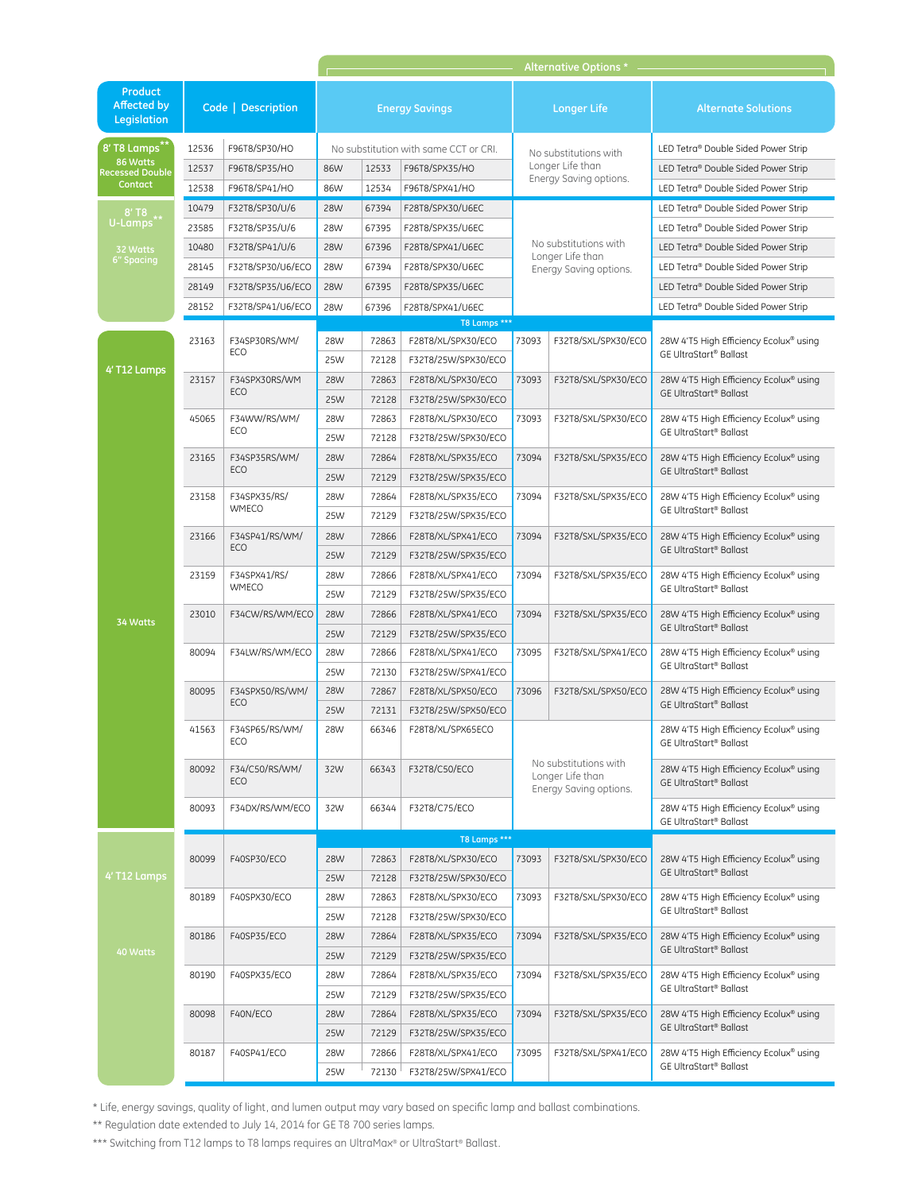| Product Affected by Legislation | Code | Description | Energy Savings | | | Longer Life | | Alternate Solutions |
|---|---|---|---|---|---|---|---|---|
| | | | **Alternative Options *** | | | | | |
| **8' T8 Lamps** ** 86 Watts Recessed Double Contact | 12536 | F96T8/SP30/HO | No substitution with same CCT or CRI. | | | No substitutions with Longer Life than Energy Saving options. | | LED Tetra® Double Sided Power Strip |
| | 12537 | F96T8/SP35/HO | 86W | 12533 | F96T8/SPX35/HO | | | LED Tetra® Double Sided Power Strip |
| | 12538 | F96T8/SP41/HO | 86W | 12534 | F96T8/SPX41/HO | | | LED Tetra® Double Sided Power Strip |
| **8' T8 U-Lamps** ** 32 Watts 6" Spacing | 10479 | F32T8/SP30/U/6 | 28W | 67394 | F28T8/SPX30/U6EC | No substitutions with Longer Life than Energy Saving options. | | LED Tetra® Double Sided Power Strip |
| | 23585 | F32T8/SP35/U/6 | 28W | 67395 | F28T8/SPX35/U6EC | | | LED Tetra® Double Sided Power Strip |
| | 10480 | F32T8/SP41/U/6 | 28W | 67396 | F28T8/SPX41/U6EC | | | LED Tetra® Double Sided Power Strip |
| | 28145 | F32T8/SP30/U6/ECO | 28W | 67394 | F28T8/SPX30/U6EC | | | LED Tetra® Double Sided Power Strip |
| | 28149 | F32T8/SP35/U6/ECO | 28W | 67395 | F28T8/SPX35/U6EC | | | LED Tetra® Double Sided Power Strip |
| | 28152 | F32T8/SP41/U6/ECO | 28W | 67396 | F28T8/SPX41/U6EC | | | LED Tetra® Double Sided Power Strip |
| | | | **T8 Lamps *** ** | | | | | |
| **4' T12 Lamps** 34 Watts | 23163 | F34SP30RS/WM/ECO | 28W | 72863 | F28T8/XL/SPX30/ECO | 73093 | F32T8/SXL/SPX30/ECO | 28W 4'T5 High Efficiency Ecolux® using GE UltraStart® Ballast |
| | | | 25W | 72128 | F32T8/25W/SPX30/ECO | | | |
| | 23157 | F34SPX30RS/WM ECO | 28W | 72863 | F28T8/XL/SPX30/ECO | 73093 | F32T8/SXL/SPX30/ECO | 28W 4'T5 High Efficiency Ecolux® using GE UltraStart® Ballast |
| | | | 25W | 72128 | F32T8/25W/SPX30/ECO | | | |
| | 45065 | F34WW/RS/WM/ECO | 28W | 72863 | F28T8/XL/SPX30/ECO | 73093 | F32T8/SXL/SPX30/ECO | 28W 4'T5 High Efficiency Ecolux® using GE UltraStart® Ballast |
| | | | 25W | 72128 | F32T8/25W/SPX30/ECO | | | |
| | 23165 | F34SP35RS/WM/ECO | 28W | 72864 | F28T8/XL/SPX35/ECO | 73094 | F32T8/SXL/SPX35/ECO | 28W 4'T5 High Efficiency Ecolux® using GE UltraStart® Ballast |
| | | | 25W | 72129 | F32T8/25W/SPX35/ECO | | | |
| | 23158 | F34SPX35/RS/WMECO | 28W | 72864 | F28T8/XL/SPX35/ECO | 73094 | F32T8/SXL/SPX35/ECO | 28W 4'T5 High Efficiency Ecolux® using GE UltraStart® Ballast |
| | | | 25W | 72129 | F32T8/25W/SPX35/ECO | | | |
| | 23166 | F34SP41/RS/WM/ECO | 28W | 72866 | F28T8/XL/SPX41/ECO | 73094 | F32T8/SXL/SPX35/ECO | 28W 4'T5 High Efficiency Ecolux® using GE UltraStart® Ballast |
| | | | 25W | 72129 | F32T8/25W/SPX35/ECO | | | |
| | 23159 | F34SPX41/RS/WMECO | 28W | 72866 | F28T8/XL/SPX41/ECO | 73094 | F32T8/SXL/SPX35/ECO | 28W 4'T5 High Efficiency Ecolux® using GE UltraStart® Ballast |
| | | | 25W | 72129 | F32T8/25W/SPX35/ECO | | | |
| | 23010 | F34CW/RS/WM/ECO | 28W | 72866 | F28T8/XL/SPX41/ECO | 73094 | F32T8/SXL/SPX35/ECO | 28W 4'T5 High Efficiency Ecolux® using GE UltraStart® Ballast |
| | | | 25W | 72129 | F32T8/25W/SPX35/ECO | | | |
| | 80094 | F34LW/RS/WM/ECO | 28W | 72866 | F28T8/XL/SPX41/ECO | 73095 | F32T8/SXL/SPX41/ECO | 28W 4'T5 High Efficiency Ecolux® using GE UltraStart® Ballast |
| | | | 25W | 72130 | F32T8/25W/SPX41/ECO | | | |
| | 80095 | F34SPX50/RS/WM/ECO | 28W | 72867 | F28T8/XL/SPX50/ECO | 73096 | F32T8/SXL/SPX50/ECO | 28W 4'T5 High Efficiency Ecolux® using GE UltraStart® Ballast |
| | | | 25W | 72131 | F32T8/25W/SPX50/ECO | | | |
| | 41563 | F34SPX65/RS/WM/ECO | 28W | 66346 | F28T8/XL/SPX65ECO | No substitutions with Longer Life than Energy Saving options. | | 28W 4'T5 High Efficiency Ecolux® using GE UltraStart® Ballast |
| | 80092 | F34/C50/RS/WM/ECO | 32W | 66343 | F32T8/C50/ECO | | | 28W 4'T5 High Efficiency Ecolux® using GE UltraStart® Ballast |
| | 80093 | F34DX/RS/WM/ECO | 32W | 66344 | F32T8/C75/ECO | | | 28W 4'T5 High Efficiency Ecolux® using GE UltraStart® Ballast |
| | | | **T8 Lamps *** ** | | | | | |
| **4' T12 Lamps** 40 Watts | 80099 | F40SP30/ECO | 28W | 72863 | F28T8/XL/SPX30/ECO | 73093 | F32T8/SXL/SPX30/ECO | 28W 4'T5 High Efficiency Ecolux® using GE UltraStart® Ballast |
| | | | 25W | 72128 | F32T8/25W/SPX30/ECO | | | |
| | 80189 | F40SPX30/ECO | 28W | 72863 | F28T8/XL/SPX30/ECO | 73093 | F32T8/SXL/SPX30/ECO | 28W 4'T5 High Efficiency Ecolux® using GE UltraStart® Ballast |
| | | | 25W | 72128 | F32T8/25W/SPX30/ECO | | | |
| | 80186 | F40SP35/ECO | 28W | 72864 | F28T8/XL/SPX35/ECO | 73094 | F32T8/SXL/SPX35/ECO | 28W 4'T5 High Efficiency Ecolux® using GE UltraStart® Ballast |
| | | | 25W | 72129 | F32T8/25W/SPX35/ECO | | | |
| | 80190 | F40SPX35/ECO | 28W | 72864 | F28T8/XL/SPX35/ECO | 73094 | F32T8/SXL/SPX35/ECO | 28W 4'T5 High Efficiency Ecolux® using GE UltraStart® Ballast |
| | | | 25W | 72129 | F32T8/25W/SPX35/ECO | | | |
| | 80098 | F40N/ECO | 28W | 72864 | F28T8/XL/SPX35/ECO | 73094 | F32T8/SXL/SPX35/ECO | 28W 4'T5 High Efficiency Ecolux® using GE UltraStart® Ballast |
| | | | 25W | 72129 | F32T8/25W/SPX35/ECO | | | |
| | 80187 | F40SP41/ECO | 28W | 72866 | F28T8/XL/SPX41/ECO | 73095 | F32T8/SXL/SPX41/ECO | 28W 4'T5 High Efficiency Ecolux® using GE UltraStart® Ballast |
| | | | 25W | 72130 | F32T8/25W/SPX41/ECO | | | |

* Life, energy savings, quality of light, and lumen output may vary based on specific lamp and ballast combinations.

** Regulation date extended to July 14, 2014 for GE T8 700 series lamps.

*** Switching from T12 lamps to T8 lamps requires an UltraMax® or UltraStart® Ballast.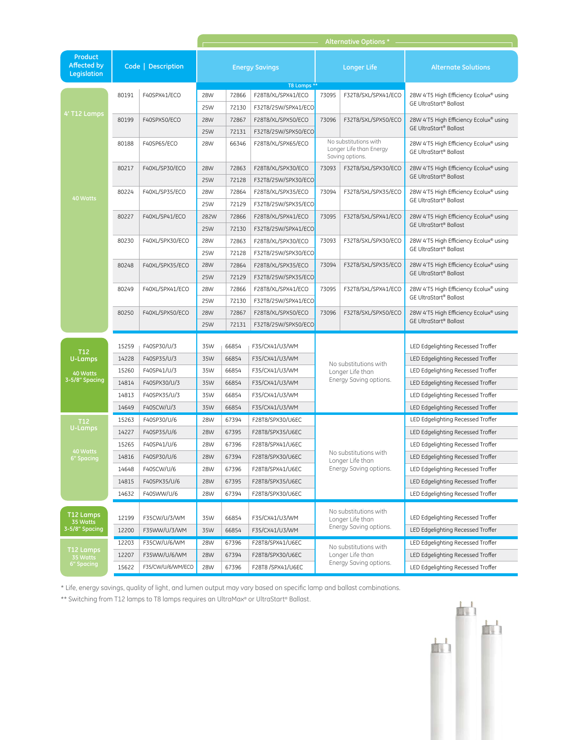| Product Affected by Legislation | | Code | Description | Alternative Options * | | | | | |
|---|---|---|---|---|---|---|---|---|---|
| | | | | Energy Savings | | | Longer Life | | Alternate Solutions |
| | | | | T8 Lamps ** | | | | | |
| 4' T12 Lamps | 40 Watts | 80191 | F40SPX41/ECO | 28W | 72866 | F28T8/XL/SPX41/ECO | 73095 | F32T8/SXL/SPX41/ECO | 28W 4'T5 High Efficiency Ecolux® using GE UltraStart® Ballast |
| | | | | 25W | 72130 | F32T8/25W/SPX41/ECO | | | |
| | | 80199 | F40SPX50/ECO | 28W | 72867 | F28T8/XL/SPX50/ECO | 73096 | F32T8/SXL/SPX50/ECO | 28W 4'T5 High Efficiency Ecolux® using GE UltraStart® Ballast |
| | | | | 25W | 72131 | F32T8/25W/SPX50/ECO | | | |
| | | 80188 | F40SP65/ECO | 28W | 66346 | F28T8/XL/SPX65/ECO | No substitutions with Longer Life than Energy Saving options. | | 28W 4'T5 High Efficiency Ecolux® using GE UltraStart® Ballast |
| | | 80217 | F40XL/SP30/ECO | 28W | 72863 | F28T8/XL/SPX30/ECO | 73093 | F32T8/SXL/SPX30/ECO | 28W 4'T5 High Efficiency Ecolux® using GE UltraStart® Ballast |
| | | | | 25W | 72128 | F32T8/25W/SPX30/ECO | | | |
| | | 80224 | F40XL/SP35/ECO | 28W | 72864 | F28T8/XL/SPX35/ECO | 73094 | F32T8/SXL/SPX35/ECO | 28W 4'T5 High Efficiency Ecolux® using GE UltraStart® Ballast |
| | | | | 25W | 72129 | F32T8/25W/SPX35/ECO | | | |
| | | 80227 | F40XL/SP41/ECO | 282W | 72866 | F28T8/XL/SPX41/ECO | 73095 | F32T8/SXL/SPX41/ECO | 28W 4'T5 High Efficiency Ecolux® using GE UltraStart® Ballast |
| | | | | 25W | 72130 | F32T8/25W/SPX41/ECO | | | |
| | | 80230 | F40XL/SPX30/ECO | 28W | 72863 | F28T8/XL/SPX30/ECO | 73093 | F32T8/SXL/SPX30/ECO | 28W 4'T5 High Efficiency Ecolux® using GE UltraStart® Ballast |
| | | | | 25W | 72128 | F32T8/25W/SPX30/ECO | | | |
| | | 80248 | F40XL/SPX35/ECO | 28W | 72864 | F28T8/XL/SPX35/ECO | 73094 | F32T8/SXL/SPX35/ECO | 28W 4'T5 High Efficiency Ecolux® using GE UltraStart® Ballast |
| | | | | 25W | 72129 | F32T8/25W/SPX35/ECO | | | |
| | | 80249 | F40XL/SPX41/ECO | 28W | 72866 | F28T8/XL/SPX41/ECO | 73095 | F32T8/SXL/SPX41/ECO | 28W 4'T5 High Efficiency Ecolux® using GE UltraStart® Ballast |
| | | | | 25W | 72130 | F32T8/25W/SPX41/ECO | | | |
| | | 80250 | F40XL/SPX50/ECO | 28W | 72867 | F28T8/XL/SPX50/ECO | 73096 | F32T8/SXL/SPX50/ECO | 28W 4'T5 High Efficiency Ecolux® using GE UltraStart® Ballast |
| | | | | 25W | 72131 | F32T8/25W/SPX50/ECO | | | |
| T12 U-Lamps | 40 Watts 3-5/8" Spacing | 15259 | F40SP30/U/3 | 35W | 66854 | F35/CX41/U3/WM | No substitutions with Longer Life than Energy Saving options. | | LED Edgelighting Recessed Troffer |
| | | 14228 | F40SP35/U/3 | 35W | 66854 | F35/CX41/U3/WM | | | LED Edgelighting Recessed Troffer |
| | | 15260 | F40SP41/U/3 | 35W | 66854 | F35/CX41/U3/WM | | | LED Edgelighting Recessed Troffer |
| | | 14814 | F40SPX30/U/3 | 35W | 66854 | F35/CX41/U3/WM | | | LED Edgelighting Recessed Troffer |
| | | 14813 | F40SPX35/U/3 | 35W | 66854 | F35/CX41/U3/WM | | | LED Edgelighting Recessed Troffer |
| | | 14649 | F40SCW/U/3 | 35W | 66854 | F35/CX41/U3/WM | | | LED Edgelighting Recessed Troffer |
| T12 U-Lamps | 40 Watts 6" Spacing | 15263 | F40SP30/U/6 | 28W | 67394 | F28T8/SPX30/U6EC | No substitutions with Longer Life than Energy Saving options. | | LED Edgelighting Recessed Troffer |
| | | 14227 | F40SP35/U/6 | 28W | 67395 | F28T8/SPX35/U6EC | | | LED Edgelighting Recessed Troffer |
| | | 15265 | F40SP41/U/6 | 28W | 67396 | F28T8/SPX41/U6EC | | | LED Edgelighting Recessed Troffer |
| | | 14816 | F40SP30/U/6 | 28W | 67394 | F28T8/SPX30/U6EC | | | LED Edgelighting Recessed Troffer |
| | | 14648 | F40SCW/U/6 | 28W | 67396 | F28T8/SPX41/U6EC | | | LED Edgelighting Recessed Troffer |
| | | 14815 | F40SPX35/U/6 | 28W | 67395 | F28T8/SPX35/U6EC | | | LED Edgelighting Recessed Troffer |
| | | 14632 | F40SWW/U/6 | 28W | 67394 | F28T8/SPX30/U6EC | | | LED Edgelighting Recessed Troffer |
| T12 Lamps | 35 Watts 3-5/8" Spacing | 12199 | F35CW/U/3/WM | 35W | 66854 | F35/CX41/U3/WM | No substitutions with Longer Life than Energy Saving options. | | LED Edgelighting Recessed Troffer |
| | | 12200 | F35WW/U/3/WM | 35W | 66854 | F35/CX41/U3/WM | | | LED Edgelighting Recessed Troffer |
| T12 Lamps | 35 Watts 6" Spacing | 12203 | F35CW/U/6/WM | 28W | 67396 | F28T8/SPX41/U6EC | No substitutions with Longer Life than Energy Saving options. | | LED Edgelighting Recessed Troffer |
| | | 12207 | F35WW/U/6/WM | 28W | 67394 | F28T8/SPX30/U6EC | | | LED Edgelighting Recessed Troffer |
| | | 15622 | F35/CW/U/6/WM/ECO | 28W | 67396 | F28T8 /SPX41/U6EC | | | LED Edgelighting Recessed Troffer |

* Life, energy savings, quality of light, and lumen output may vary based on specific lamp and ballast combinations.

** Switching from T12 lamps to T8 lamps requires an UltraMax® or UltraStart® Ballast.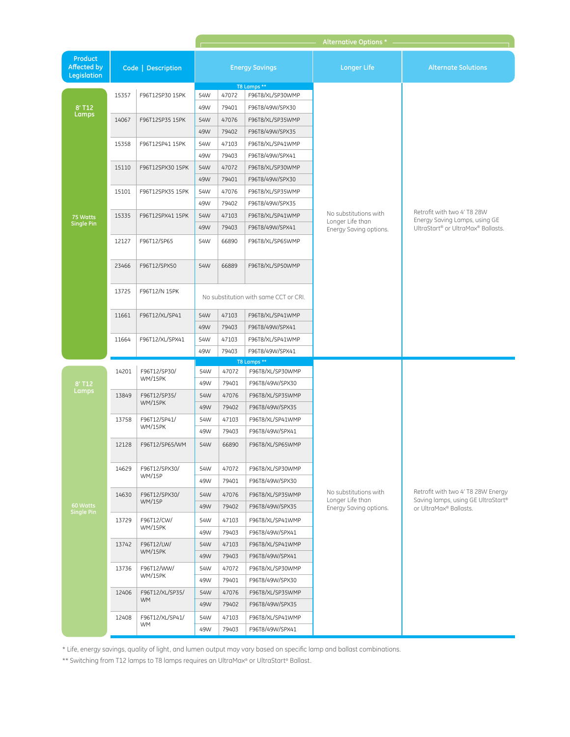| Product Affected by Legislation | Code | Description | Alternative Options * | | | | |
|---|---|---|---|---|---|---|---|
| | | | Energy Savings | | | Longer Life | Alternate Solutions |
| | | | T8 Lamps ** | | | | |
| 8' T12 Lamps 75 Watts Single Pin | 15357 | F96T12SP30 15PK | 54W | 47072 | F96T8/XL/SP30WMP | No substitutions with Longer Life than Energy Saving options. | Retrofit with two 4' T8 28W Energy Saving Lamps, using GE UltraStart® or UltraMax® Ballasts. |
| | | | 49W | 79401 | F96T8/49W/SPX30 | | |
| | 14067 | F96T12SP35 15PK | 54W | 47076 | F96T8/XL/SP35WMP | | |
| | | | 49W | 79402 | F96T8/49W/SPX35 | | |
| | 15358 | F96T12SP41 15PK | 54W | 47103 | F96T8/XL/SP41WMP | | |
| | | | 49W | 79403 | F96T8/49W/SPX41 | | |
| | 15110 | F96T12SPX30 15PK | 54W | 47072 | F96T8/XL/SP30WMP | | |
| | | | 49W | 79401 | F96T8/49W/SPX30 | | |
| | 15101 | F96T12SPX35 15PK | 54W | 47076 | F96T8/XL/SP35WMP | | |
| | | | 49W | 79402 | F96T8/49W/SPX35 | | |
| | 15335 | F96T12SPX41 15PK | 54W | 47103 | F96T8/XL/SP41WMP | | |
| | | | 49W | 79403 | F96T8/49W/SPX41 | | |
| | 12127 | F96T12/SP65 | 54W | 66890 | F96T8/XL/SP65WMP | | |
| | 23466 | F96T12/SPX50 | 54W | 66889 | F96T8/XL/SP50WMP | | |
| | 13725 | F96T12/N 15PK | No substitution with same CCT or CRI. | | | | |
| | 11661 | F96T12/XL/SP41 | 54W | 47103 | F96T8/XL/SP41WMP | | |
| | | | 49W | 79403 | F96T8/49W/SPX41 | | |
| | 11664 | F96T12/XL/SPX41 | 54W | 47103 | F96T8/XL/SP41WMP | | |
| | | | 49W | 79403 | F96T8/49W/SPX41 | | |
| | | | T8 Lamps ** | | | | |
| 8' T12 Lamps 60 Watts Single Pin | 14201 | F96T12/SP30/WM/15PK | 54W | 47072 | F96T8/XL/SP30WMP | No substitutions with Longer Life than Energy Saving options. | Retrofit with two 4' T8 28W Energy Saving lamps, using GE UltraStart® or UltraMax® Ballasts. |
| | | | 49W | 79401 | F96T8/49W/SPX30 | | |
| | 13849 | F96T12/SP35/WM/15PK | 54W | 47076 | F96T8/XL/SP35WMP | | |
| | | | 49W | 79402 | F96T8/49W/SPX35 | | |
| | 13758 | F96T12/SP41/WM/15PK | 54W | 47103 | F96T8/XL/SP41WMP | | |
| | | | 49W | 79403 | F96T8/49W/SPX41 | | |
| | 12128 | F96T12/SP65/WM | 54W | 66890 | F96T8/XL/SP65WMP | | |
| | 14629 | F96T12/SPX30/WM/15P | 54W | 47072 | F96T8/XL/SP30WMP | | |
| | | | 49W | 79401 | F96T8/49W/SPX30 | | |
| | 14630 | F96T12/SPX30/WM/15P | 54W | 47076 | F96T8/XL/SP35WMP | | |
| | | | 49W | 79402 | F96T8/49W/SPX35 | | |
| | 13729 | F96T12/CW/WM/15PK | 54W | 47103 | F96T8/XL/SP41WMP | | |
| | | | 49W | 79403 | F96T8/49W/SPX41 | | |
| | 13742 | F96T12/LW/WM/15PK | 54W | 47103 | F96T8/XL/SP41WMP | | |
| | | | 49W | 79403 | F96T8/49W/SPX41 | | |
| | 13736 | F96T12/WW/WM/15PK | 54W | 47072 | F96T8/XL/SP30WMP | | |
| | | | 49W | 79401 | F96T8/49W/SPX30 | | |
| | 12406 | F96T12/XL/SP35/WM | 54W | 47076 | F96T8/XL/SP35WMP | | |
| | | | 49W | 79402 | F96T8/49W/SPX35 | | |
| | 12408 | F96T12/XL/SP41/WM | 54W | 47103 | F96T8/XL/SP41WMP | | |
| | | | 49W | 79403 | F96T8/49W/SPX41 | | |

* Life, energy savings, quality of light, and lumen output may vary based on specific lamp and ballast combinations.

** Switching from T12 lamps to T8 lamps requires an UltraMax® or UltraStart® Ballast.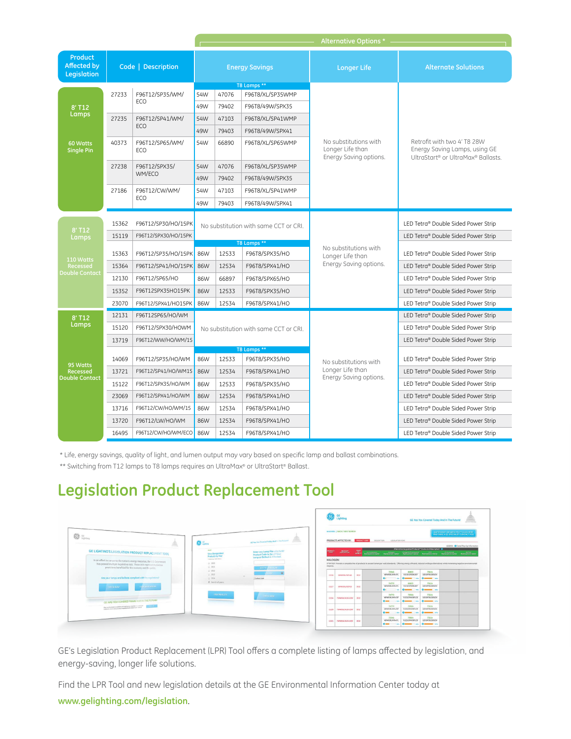| Product Affected by Legislation | Code | Description | Energy Savings | | | Longer Life | Alternate Solutions |
|---|---|---|---|---|---|---|---|
| | | | Alternative Options * | | | | |
| | | | T8 Lamps ** | | | | |
| 8' T12 Lamps 60 Watts Single Pin | 27233 | F96T12/SP35/WM/ECO | 54W | 47076 | F96T8/XL/SP35WMP | No substitutions with Longer Life than Energy Saving options. | Retrofit with two 4' T8 28W Energy Saving Lamps, using GE UltraStart® or UltraMax® Ballasts. |
| | | | 49W | 79402 | F96T8/49W/SPX35 | | |
| | 27235 | F96T12/SP41/WM/ECO | 54W | 47103 | F96T8/XL/SP41WMP | | |
| | | | 49W | 79403 | F96T8/49W/SPX41 | | |
| | 40373 | F96T12/SP65/WM/ECO | 54W | 66890 | F96T8/XL/SP65WMP | | |
| | 27238 | F96T12/SPX35/WM/ECO | 54W | 47076 | F96T8/XL/SP35WMP | | |
| | | | 49W | 79402 | F96T8/49W/SPX35 | | |
| | 27186 | F96T12/CW/WM/ECO | 54W | 47103 | F96T8/XL/SP41WMP | | |
| | | | 49W | 79403 | F96T8/49W/SPX41 | | |
| 8' T12 Lamps 110 Watts Recessed Double Contact | 15362 | F96T12/SP30/HO/15PK | No substitution with same CCT or CRI. | | | No substitutions with Longer Life than Energy Saving options. | LED Tetra® Double Sided Power Strip |
| | 15119 | F96T12/SPX30/HO/15PK | | | | | LED Tetra® Double Sided Power Strip |
| | | | T8 Lamps ** | | | | |
| | 15363 | F96T12/SP35/HO/15PK | 86W | 12533 | F96T8/SPX35/HO | | LED Tetra® Double Sided Power Strip |
| | 15364 | F96T12/SP41/HO/15PK | 86W | 12534 | F96T8/SPX41/HO | | LED Tetra® Double Sided Power Strip |
| | 12130 | F96T12/SP65/HO | 86W | 66897 | F96T8/SPX65/HO | | LED Tetra® Double Sided Power Strip |
| | 15352 | F96T12SPX35HO15PK | 86W | 12533 | F96T8/SPX35/HO | | LED Tetra® Double Sided Power Strip |
| | 23070 | F96T12/SPX41/HO15PK | 86W | 12534 | F96T8/SPX41/HO | | LED Tetra® Double Sided Power Strip |
| 8' T12 Lamps 95 Watts Recessed Double Contact | 12131 | F96T12SP65/HO/WM | No substitution with same CCT or CRI. | | | No substitutions with Longer Life than Energy Saving options. | LED Tetra® Double Sided Power Strip |
| | 15120 | F96T12/SPX30/HOWM | | | | | LED Tetra® Double Sided Power Strip |
| | 13719 | F96T12/WW/HO/WM/15 | | | | | LED Tetra® Double Sided Power Strip |
| | | | T8 Lamps ** | | | | |
| | 14069 | F96T12/SP35/HO/WM | 86W | 12533 | F96T8/SPX35/HO | | LED Tetra® Double Sided Power Strip |
| | 13721 | F96T12/SP41/HO/WM15 | 86W | 12534 | F96T8/SPX41/HO | | LED Tetra® Double Sided Power Strip |
| | 15122 | F96T12/SPX35/HO/WM | 86W | 12533 | F96T8/SPX35/HO | | LED Tetra® Double Sided Power Strip |
| | 23069 | F96T12/SPX41/HO/WM | 86W | 12534 | F96T8/SPX41/HO | | LED Tetra® Double Sided Power Strip |
| | 13716 | F96T12/CW/HO/WM/15 | 86W | 12534 | F96T8/SPX41/HO | | LED Tetra® Double Sided Power Strip |
| | 13720 | F96T12/LW/HO/WM | 86W | 12534 | F96T8/SPX41/HO | | LED Tetra® Double Sided Power Strip |
| | 16495 | F96T12/CW/HO/WM/ECO | 86W | 12534 | F96T8/SPX41/HO | | LED Tetra® Double Sided Power Strip |

\* Life, energy savings, quality of light, and lumen output may vary based on specific lamp and ballast combinations.

\*\* Switching from T12 lamps to T8 lamps requires an UltraMax® or UltraStart® Ballast.

## Legislation Product Replacement Tool

GE's Legislation Product Replacement (LPR) Tool offers a complete listing of lamps affected by legislation, and energy-saving, longer life solutions.

Find the LPR Tool and new legislation details at the GE Environmental Information Center today at **www.gelighting.com/legislation**.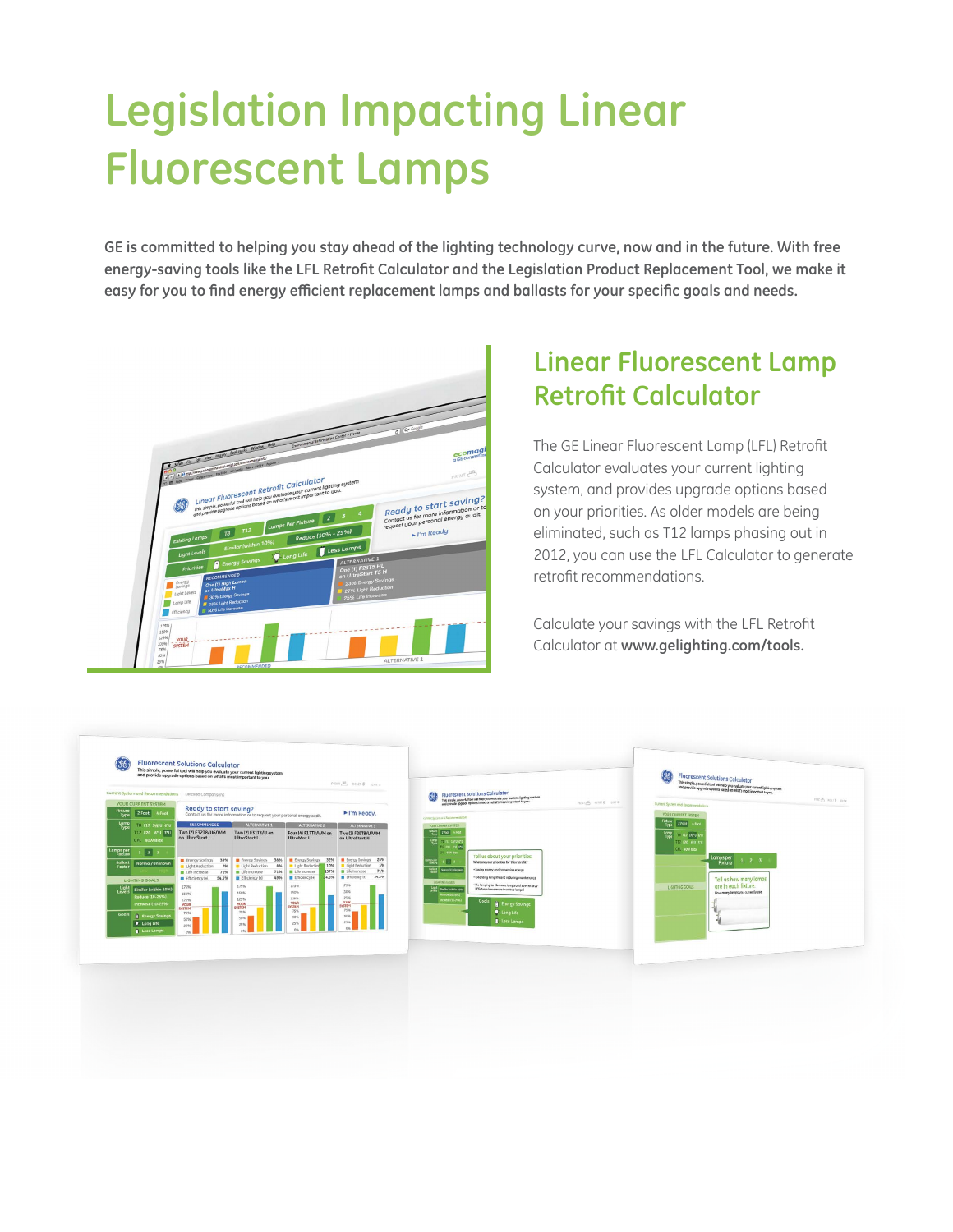# Legislation Impacting Linear Fluorescent Lamps

**GE is committed to helping you stay ahead of the lighting technology curve, now and in the future. With free energy-saving tools like the LFL Retrofit Calculator and the Legislation Product Replacement Tool, we make it easy for you to find energy efficient replacement lamps and ballasts for your specific goals and needs.**

## Linear Fluorescent Lamp Retrofit Calculator

The GE Linear Fluorescent Lamp (LFL) Retrofit Calculator evaluates your current lighting system, and provides upgrade options based on your priorities. As older models are being eliminated, such as T12 lamps phasing out in 2012, you can use the LFL Calculator to generate retrofit recommendations.

Calculate your savings with the LFL Retrofit Calculator at **www.gelighting.com/tools.**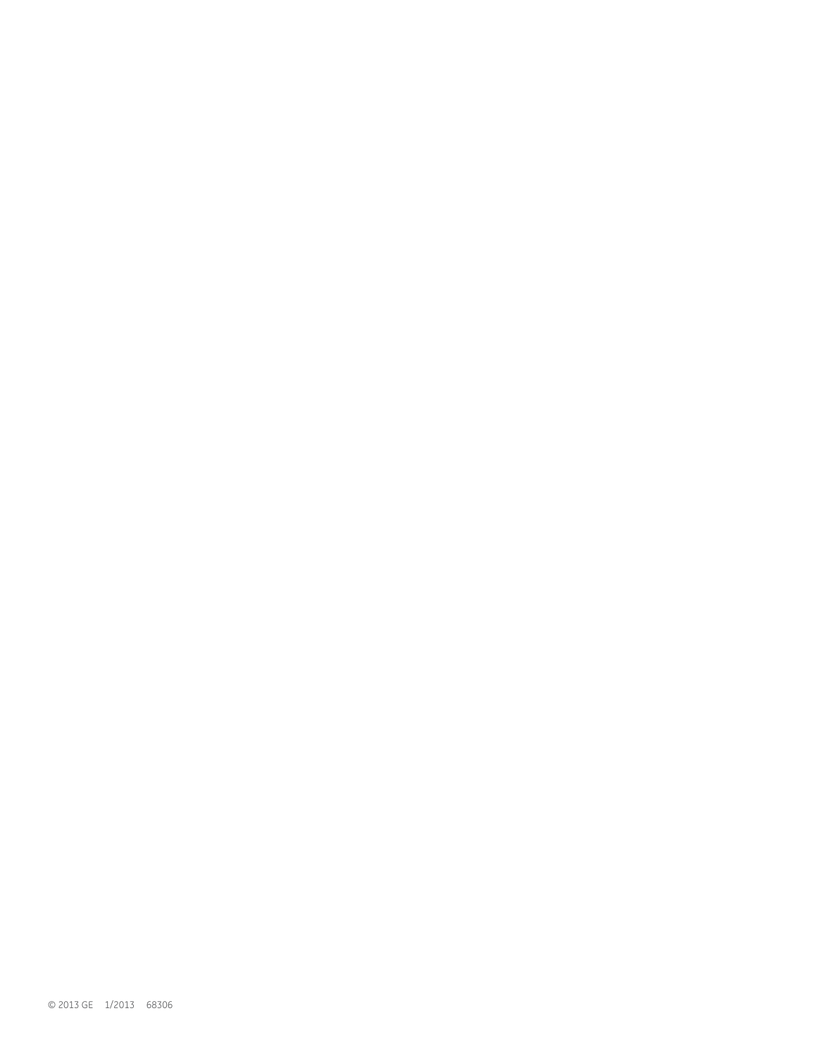© 2013 GE 1/2013 68306